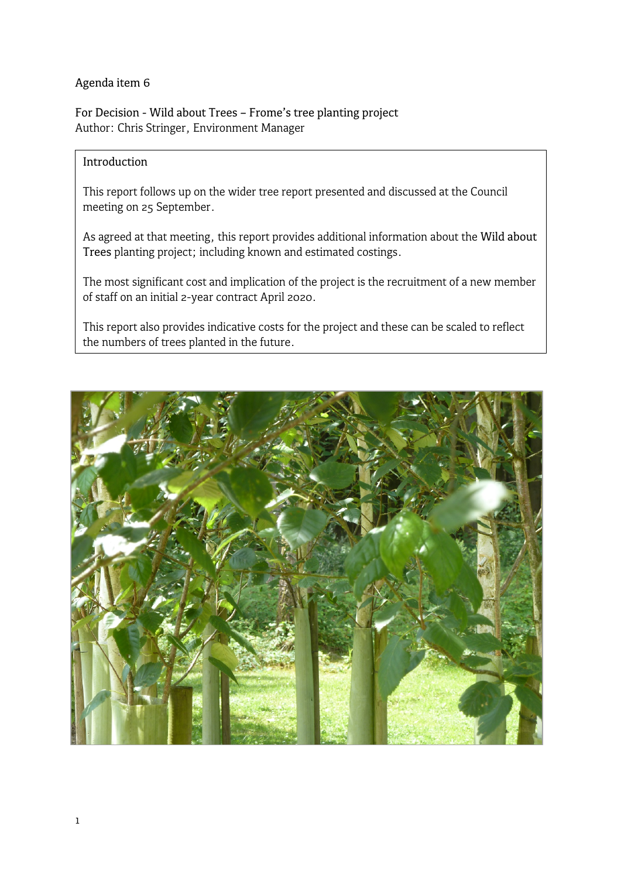Agenda item 6

For Decision - Wild about Trees – Frome's tree planting project
Author: Chris Stringer, Environment Manager

## Introduction

This report follows up on the wider tree report presented and discussed at the Council meeting on 25 September.

As agreed at that meeting, this report provides additional information about the Wild about Trees planting project; including known and estimated costings.

The most significant cost and implication of the project is the recruitment of a new member of staff on an initial 2-year contract April 2020.

This report also provides indicative costs for the project and these can be scaled to reflect the numbers of trees planted in the future.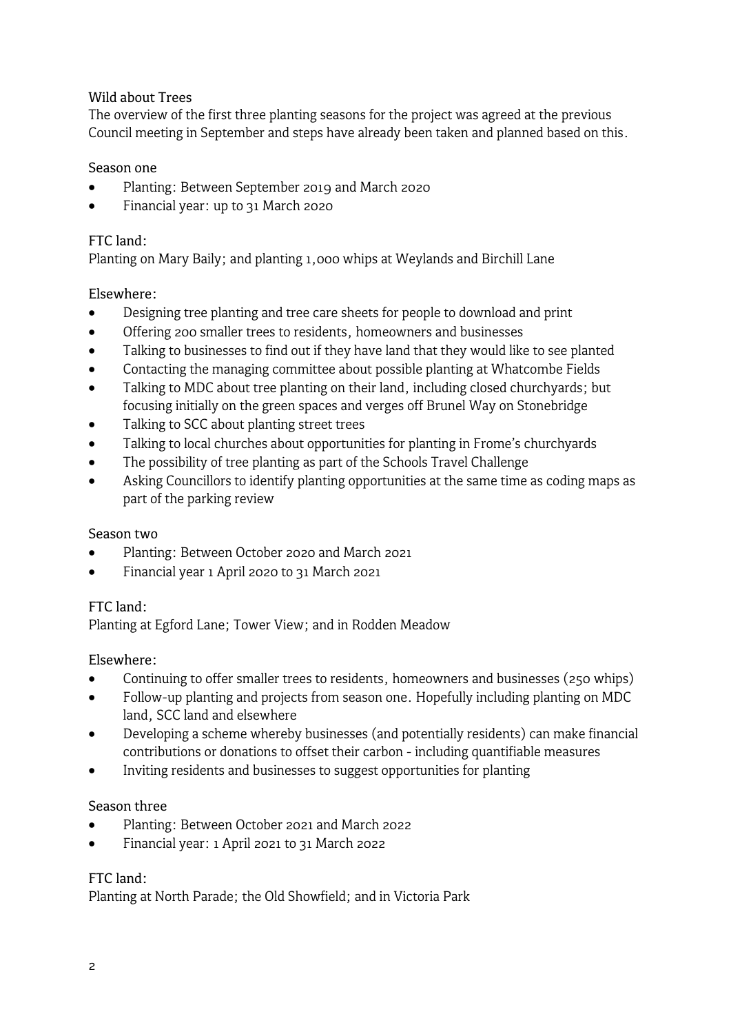## Wild about Trees

The overview of the first three planting seasons for the project was agreed at the previous Council meeting in September and steps have already been taken and planned based on this.

### Season one

- Planting: Between September 2019 and March 2020
- Financial year: up to 31 March 2020

FTC land:

Planting on Mary Baily; and planting 1,000 whips at Weylands and Birchill Lane

Elsewhere:

- Designing tree planting and tree care sheets for people to download and print
- Offering 200 smaller trees to residents, homeowners and businesses
- Talking to businesses to find out if they have land that they would like to see planted
- Contacting the managing committee about possible planting at Whatcombe Fields
- Talking to MDC about tree planting on their land, including closed churchyards; but focusing initially on the green spaces and verges off Brunel Way on Stonebridge
- Talking to SCC about planting street trees
- Talking to local churches about opportunities for planting in Frome's churchyards
- The possibility of tree planting as part of the Schools Travel Challenge
- Asking Councillors to identify planting opportunities at the same time as coding maps as part of the parking review

### Season two

- Planting: Between October 2020 and March 2021
- Financial year 1 April 2020 to 31 March 2021

FTC land:

Planting at Egford Lane; Tower View; and in Rodden Meadow

Elsewhere:

- Continuing to offer smaller trees to residents, homeowners and businesses (250 whips)
- Follow-up planting and projects from season one. Hopefully including planting on MDC land, SCC land and elsewhere
- Developing a scheme whereby businesses (and potentially residents) can make financial contributions or donations to offset their carbon - including quantifiable measures
- Inviting residents and businesses to suggest opportunities for planting

### Season three

- Planting: Between October 2021 and March 2022
- Financial year: 1 April 2021 to 31 March 2022

FTC land:

Planting at North Parade; the Old Showfield; and in Victoria Park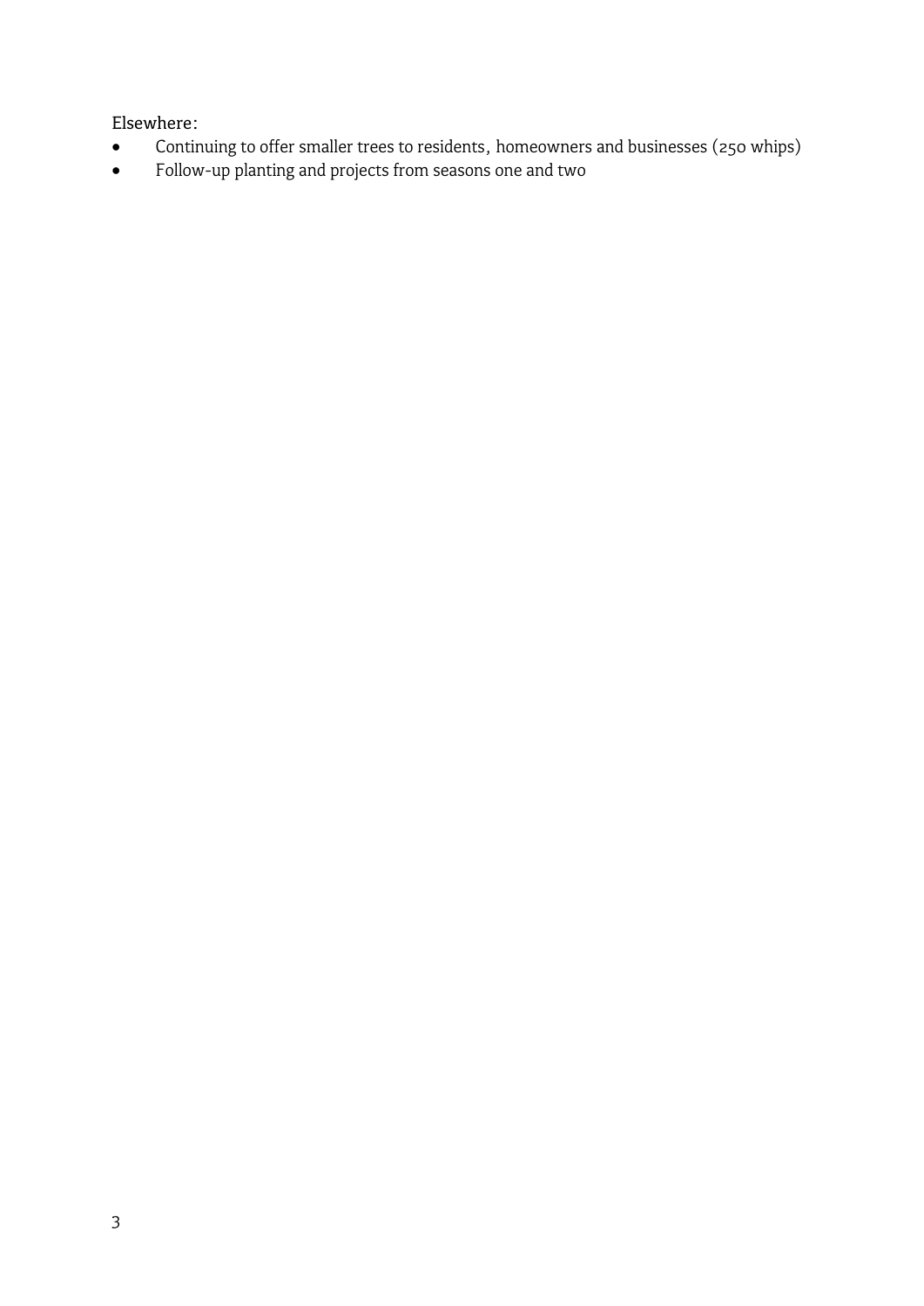Elsewhere:

- Continuing to offer smaller trees to residents, homeowners and businesses (250 whips)
- Follow-up planting and projects from seasons one and two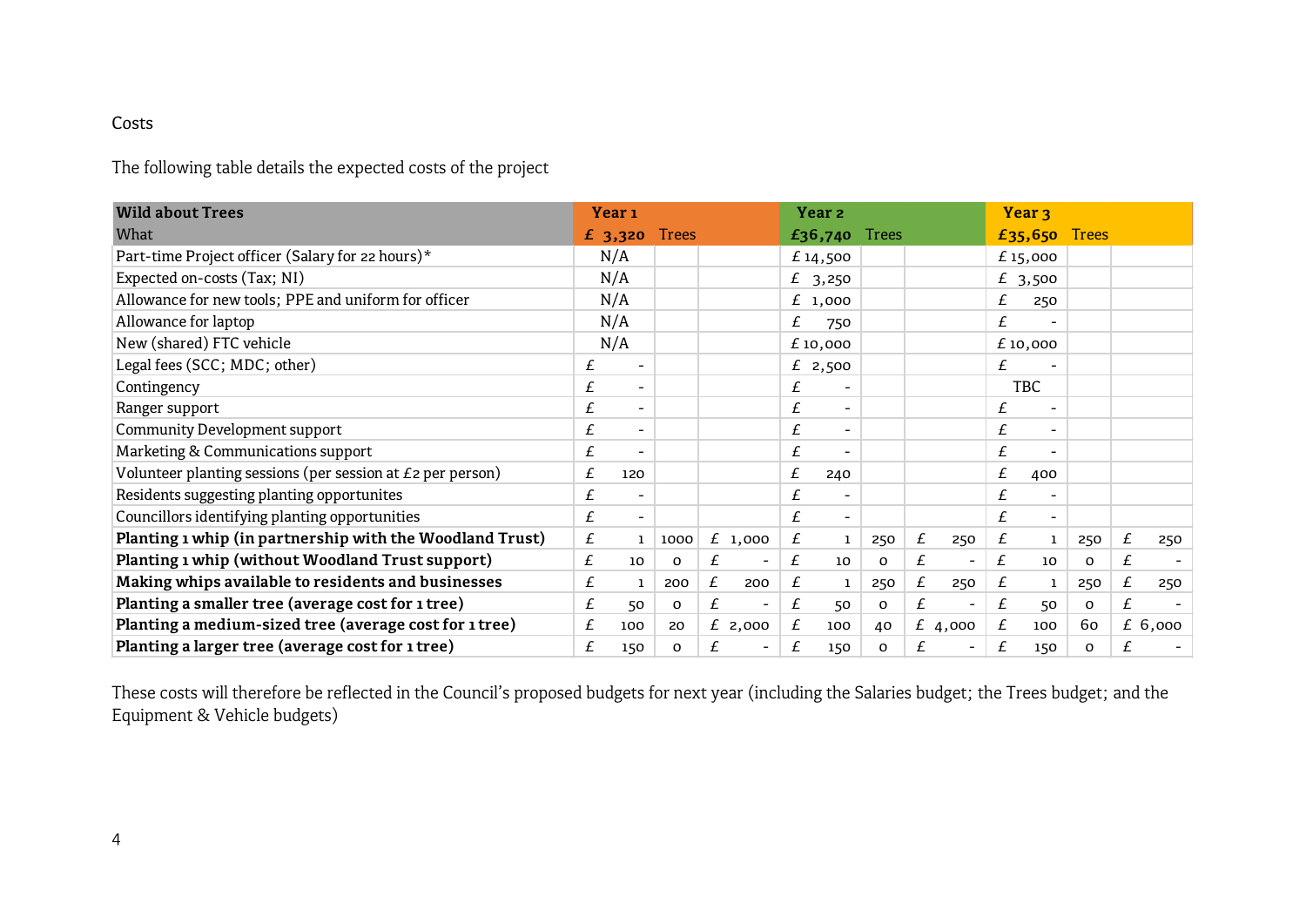Costs

The following table details the expected costs of the project

| Wild about Trees | Year 1 | | | Year 2 | | | Year 3 | | |
|---|---|---|---|---|---|---|---|---|---|
| What | £ 3,320 | Trees | | £36,740 | Trees | | £35,650 | Trees | |
| Part-time Project officer (Salary for 22 hours)* | N/A | | | £ 14,500 | | | £ 15,000 | | |
| Expected on-costs (Tax; NI) | N/A | | | £ 3,250 | | | £ 3,500 | | |
| Allowance for new tools; PPE and uniform for officer | N/A | | | £ 1,000 | | | £ 250 | | |
| Allowance for laptop | N/A | | | £ 750 | | | £ - | | |
| New (shared) FTC vehicle | N/A | | | £ 10,000 | | | £ 10,000 | | |
| Legal fees (SCC; MDC; other) | £ - | | | £ 2,500 | | | £ - | | |
| Contingency | £ - | | | £ - | | | TBC | | |
| Ranger support | £ - | | | £ - | | | £ - | | |
| Community Development support | £ - | | | £ - | | | £ - | | |
| Marketing & Communications support | £ - | | | £ - | | | £ - | | |
| Volunteer planting sessions (per session at £2 per person) | £ 120 | | | £ 240 | | | £ 400 | | |
| Residents suggesting planting opportunites | £ - | | | £ - | | | £ - | | |
| Councillors identifying planting opportunities | £ - | | | £ - | | | £ - | | |
| **Planting 1 whip (in partnership with the Woodland Trust)** | £ 1 | 1000 | £ 1,000 | £ 1 | 250 | £ 250 | £ 1 | 250 | £ 250 |
| **Planting 1 whip (without Woodland Trust support)** | £ 10 | 0 | £ - | £ 10 | 0 | £ - | £ 10 | 0 | £ - |
| **Making whips available to residents and businesses** | £ 1 | 200 | £ 200 | £ 1 | 250 | £ 250 | £ 1 | 250 | £ 250 |
| **Planting a smaller tree (average cost for 1 tree)** | £ 50 | 0 | £ - | £ 50 | 0 | £ - | £ 50 | 0 | £ - |
| **Planting a medium-sized tree (average cost for 1 tree)** | £ 100 | 20 | £ 2,000 | £ 100 | 40 | £ 4,000 | £ 100 | 60 | £ 6,000 |
| **Planting a larger tree (average cost for 1 tree)** | £ 150 | 0 | £ - | £ 150 | 0 | £ - | £ 150 | 0 | £ - |

These costs will therefore be reflected in the Council's proposed budgets for next year (including the Salaries budget; the Trees budget; and the Equipment & Vehicle budgets)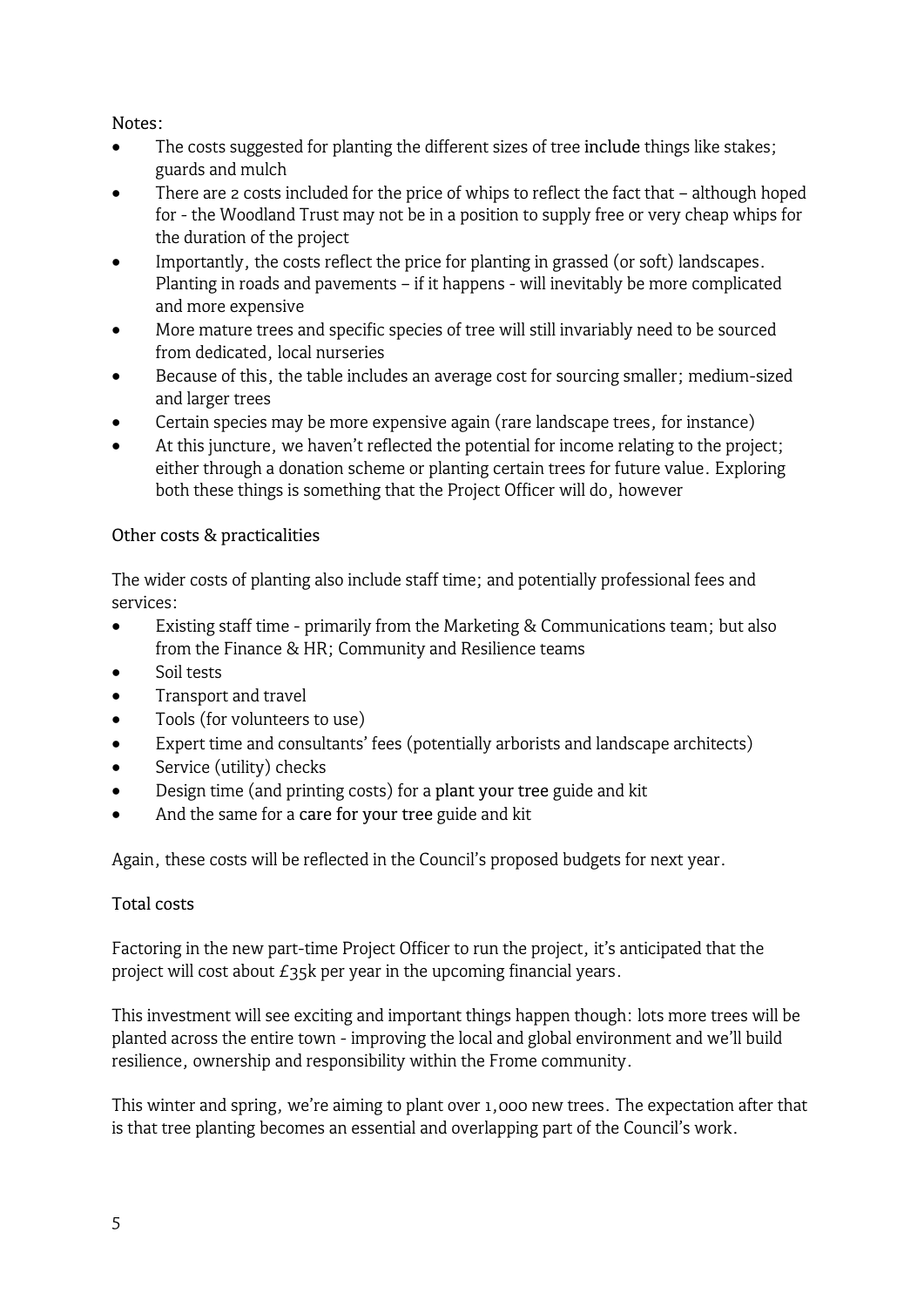Notes:

- The costs suggested for planting the different sizes of tree include things like stakes; guards and mulch
- There are 2 costs included for the price of whips to reflect the fact that – although hoped for - the Woodland Trust may not be in a position to supply free or very cheap whips for the duration of the project
- Importantly, the costs reflect the price for planting in grassed (or soft) landscapes. Planting in roads and pavements – if it happens - will inevitably be more complicated and more expensive
- More mature trees and specific species of tree will still invariably need to be sourced from dedicated, local nurseries
- Because of this, the table includes an average cost for sourcing smaller; medium-sized and larger trees
- Certain species may be more expensive again (rare landscape trees, for instance)
- At this juncture, we haven't reflected the potential for income relating to the project; either through a donation scheme or planting certain trees for future value. Exploring both these things is something that the Project Officer will do, however

## Other costs & practicalities

The wider costs of planting also include staff time; and potentially professional fees and services:

- Existing staff time - primarily from the Marketing & Communications team; but also from the Finance & HR; Community and Resilience teams
- Soil tests
- Transport and travel
- Tools (for volunteers to use)
- Expert time and consultants' fees (potentially arborists and landscape architects)
- Service (utility) checks
- Design time (and printing costs) for a plant your tree guide and kit
- And the same for a care for your tree guide and kit

Again, these costs will be reflected in the Council's proposed budgets for next year.

## Total costs

Factoring in the new part-time Project Officer to run the project, it's anticipated that the project will cost about £35k per year in the upcoming financial years.

This investment will see exciting and important things happen though: lots more trees will be planted across the entire town - improving the local and global environment and we'll build resilience, ownership and responsibility within the Frome community.

This winter and spring, we're aiming to plant over 1,000 new trees. The expectation after that is that tree planting becomes an essential and overlapping part of the Council's work.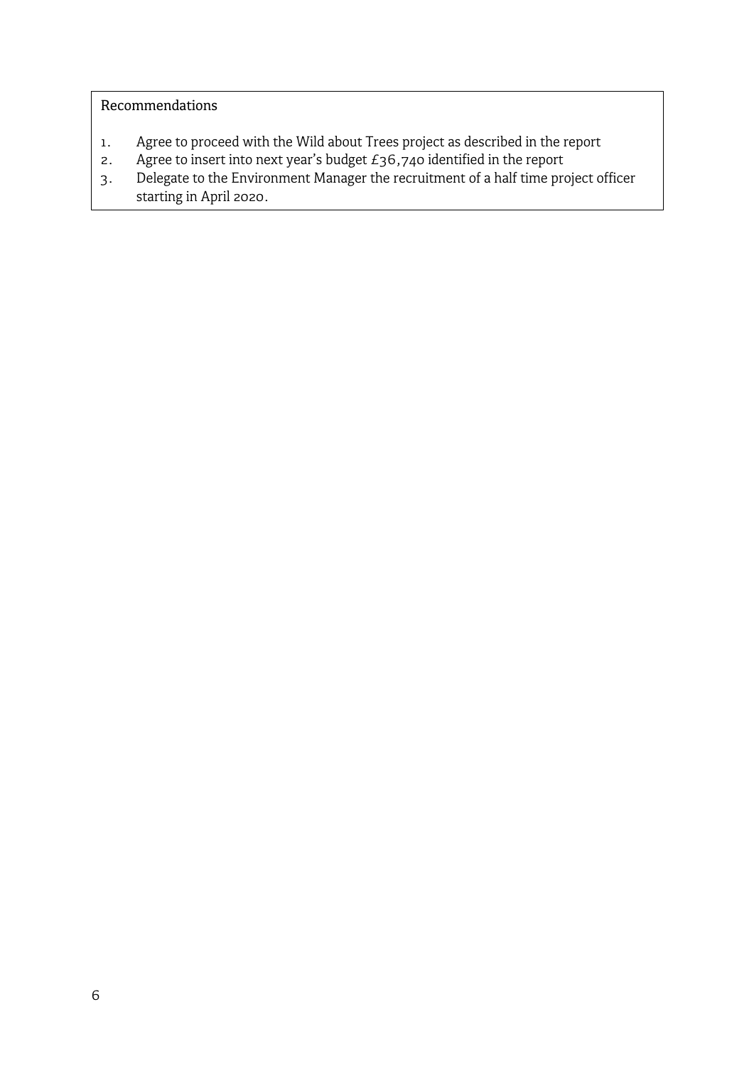Recommendations

1. Agree to proceed with the Wild about Trees project as described in the report
2. Agree to insert into next year's budget £36,740 identified in the report
3. Delegate to the Environment Manager the recruitment of a half time project officer starting in April 2020.